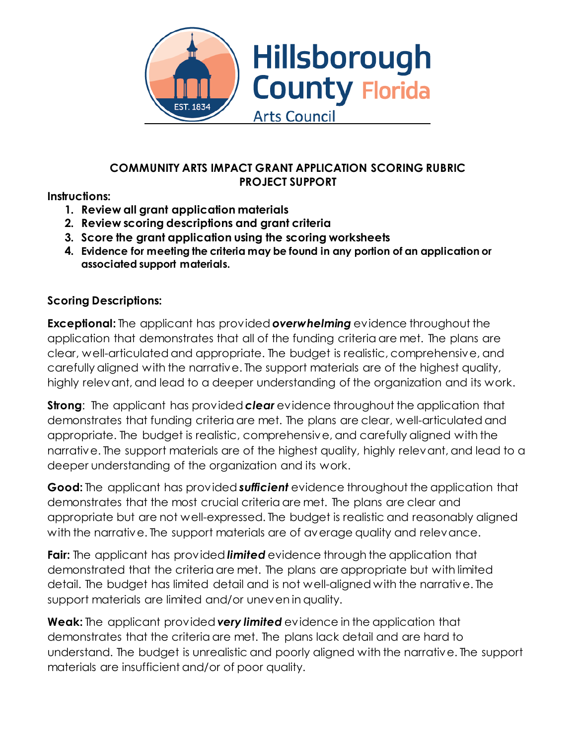# Hillsborough County Florida Arts Council

EST. 1834

## COMMUNITY ARTS IMPACT GRANT APPLICATION SCORING RUBRIC
## PROJECT SUPPORT

**Instructions:**

1. **Review all grant application materials**
2. **Review scoring descriptions and grant criteria**
3. **Score the grant application using the scoring worksheets**
4. **Evidence for meeting the criteria may be found in any portion of an application or associated support materials.**

### Scoring Descriptions:

**Exceptional:** The applicant has provided ***overwhelming*** evidence throughout the application that demonstrates that all of the funding criteria are met. The plans are clear, well-articulated and appropriate. The budget is realistic, comprehensive, and carefully aligned with the narrative. The support materials are of the highest quality, highly relevant, and lead to a deeper understanding of the organization and its work.

**Strong**: The applicant has provided ***clear*** evidence throughout the application that demonstrates that funding criteria are met. The plans are clear, well-articulated and appropriate. The budget is realistic, comprehensive, and carefully aligned with the narrative. The support materials are of the highest quality, highly relevant, and lead to a deeper understanding of the organization and its work.

**Good:** The applicant has provided ***sufficient*** evidence throughout the application that demonstrates that the most crucial criteria are met. The plans are clear and appropriate but are not well-expressed. The budget is realistic and reasonably aligned with the narrative. The support materials are of average quality and relevance.

**Fair:** The applicant has provided ***limited*** evidence through the application that demonstrated that the criteria are met. The plans are appropriate but with limited detail. The budget has limited detail and is not well-aligned with the narrative. The support materials are limited and/or uneven in quality.

**Weak:** The applicant provided ***very limited*** evidence in the application that demonstrates that the criteria are met. The plans lack detail and are hard to understand. The budget is unrealistic and poorly aligned with the narrative. The support materials are insufficient and/or of poor quality.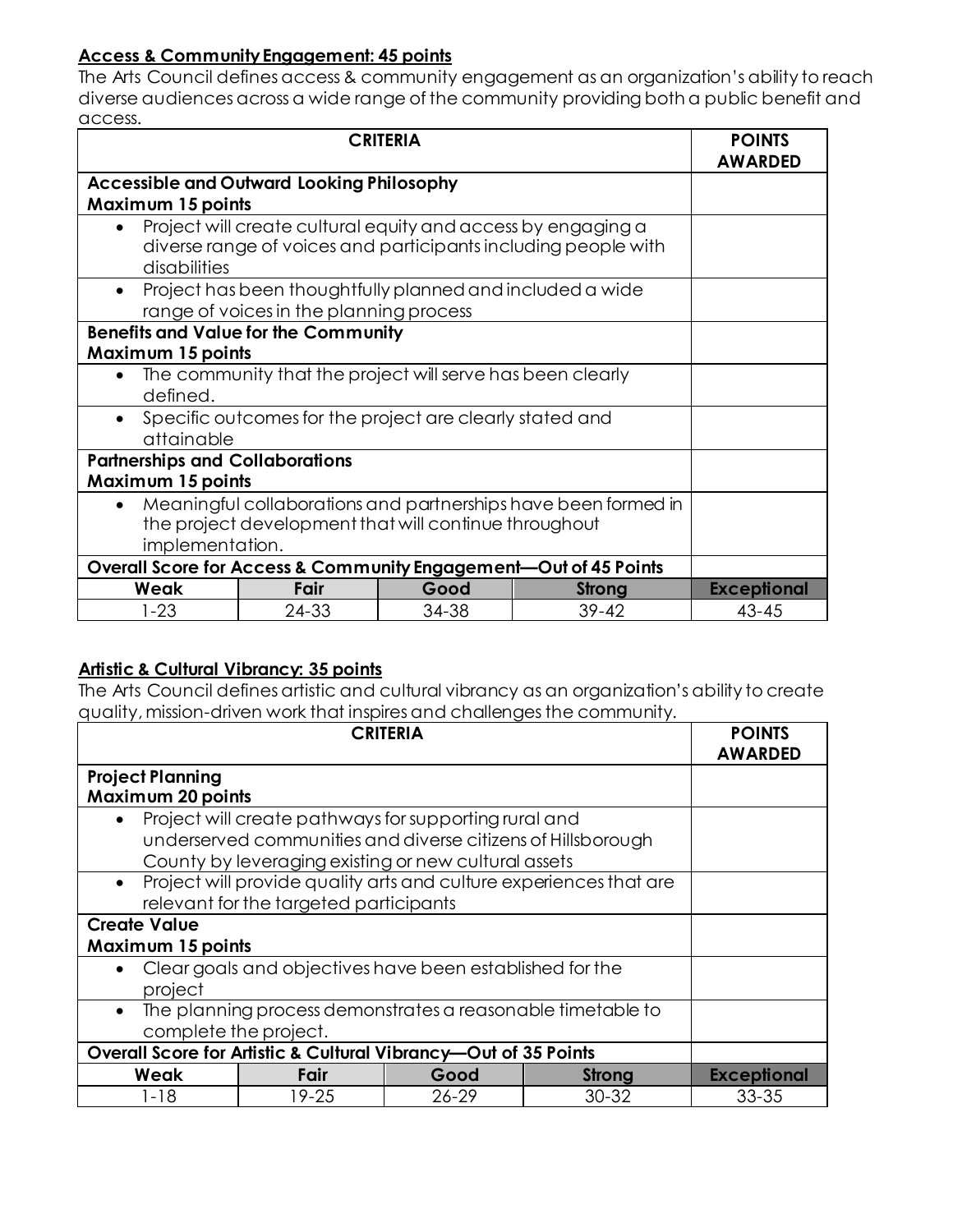**Access & Community Engagement: 45 points**

The Arts Council defines access & community engagement as an organization's ability to reach diverse audiences across a wide range of the community providing both a public benefit and access.

| CRITERIA | | | | POINTS AWARDED |
|---|---|---|---|---|
| **Accessible and Outward Looking Philosophy**<br>**Maximum 15 points** | | | | |
| • Project will create cultural equity and access by engaging a diverse range of voices and participants including people with disabilities | | | | |
| • Project has been thoughtfully planned and included a wide range of voices in the planning process | | | | |
| **Benefits and Value for the Community**<br>**Maximum 15 points** | | | | |
| • The community that the project will serve has been clearly defined. | | | | |
| • Specific outcomes for the project are clearly stated and attainable | | | | |
| **Partnerships and Collaborations**<br>**Maximum 15 points** | | | | |
| • Meaningful collaborations and partnerships have been formed in the project development that will continue throughout implementation. | | | | |
| **Overall Score for Access & Community Engagement—Out of 45 Points** | | | | |
| **Weak** | **Fair** | **Good** | **Strong** | **Exceptional** |
| 1-23 | 24-33 | 34-38 | 39-42 | 43-45 |

**Artistic & Cultural Vibrancy: 35 points**

The Arts Council defines artistic and cultural vibrancy as an organization's ability to create quality, mission-driven work that inspires and challenges the community.

| CRITERIA | | | | POINTS AWARDED |
|---|---|---|---|---|
| **Project Planning**<br>**Maximum 20 points** | | | | |
| • Project will create pathways for supporting rural and underserved communities and diverse citizens of Hillsborough County by leveraging existing or new cultural assets | | | | |
| • Project will provide quality arts and culture experiences that are relevant for the targeted participants | | | | |
| **Create Value**<br>**Maximum 15 points** | | | | |
| • Clear goals and objectives have been established for the project | | | | |
| • The planning process demonstrates a reasonable timetable to complete the project. | | | | |
| **Overall Score for Artistic & Cultural Vibrancy—Out of 35 Points** | | | | |
| **Weak** | **Fair** | **Good** | **Strong** | **Exceptional** |
| 1-18 | 19-25 | 26-29 | 30-32 | 33-35 |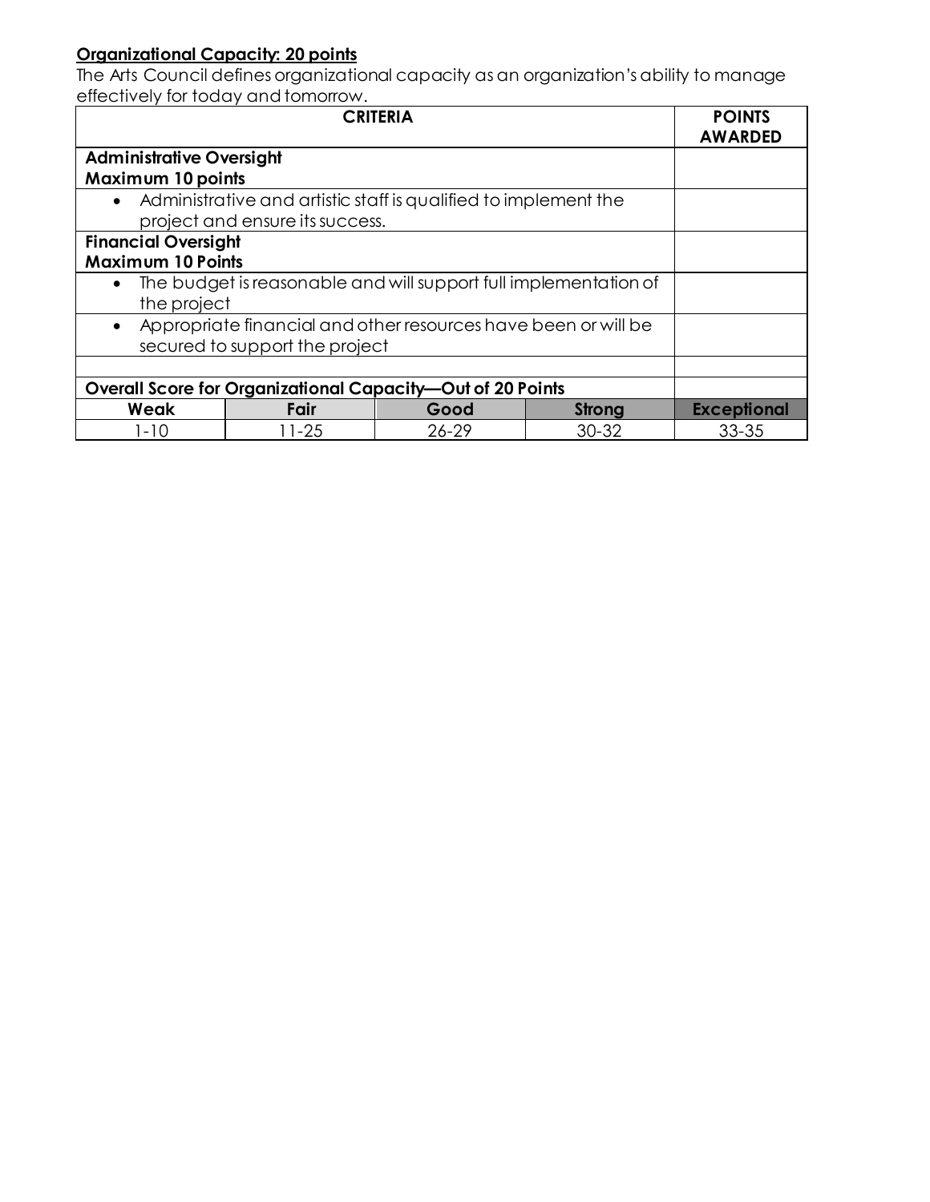**Organizational Capacity: 20 points**

The Arts Council defines organizational capacity as an organization's ability to manage effectively for today and tomorrow.

| CRITERIA | | | | POINTS AWARDED |
|---|---|---|---|---|
| **Administrative Oversight**<br>**Maximum 10 points** | | | | |
| • Administrative and artistic staff is qualified to implement the project and ensure its success. | | | | |
| **Financial Oversight**<br>**Maximum 10 Points** | | | | |
| • The budget is reasonable and will support full implementation of the project | | | | |
| • Appropriate financial and other resources have been or will be secured to support the project | | | | |
| | | | | |
| **Overall Score for Organizational Capacity—Out of 20 Points** | | | | |
| **Weak** | **Fair** | **Good** | **Strong** | **Exceptional** |
| 1-10 | 11-25 | 26-29 | 30-32 | 33-35 |